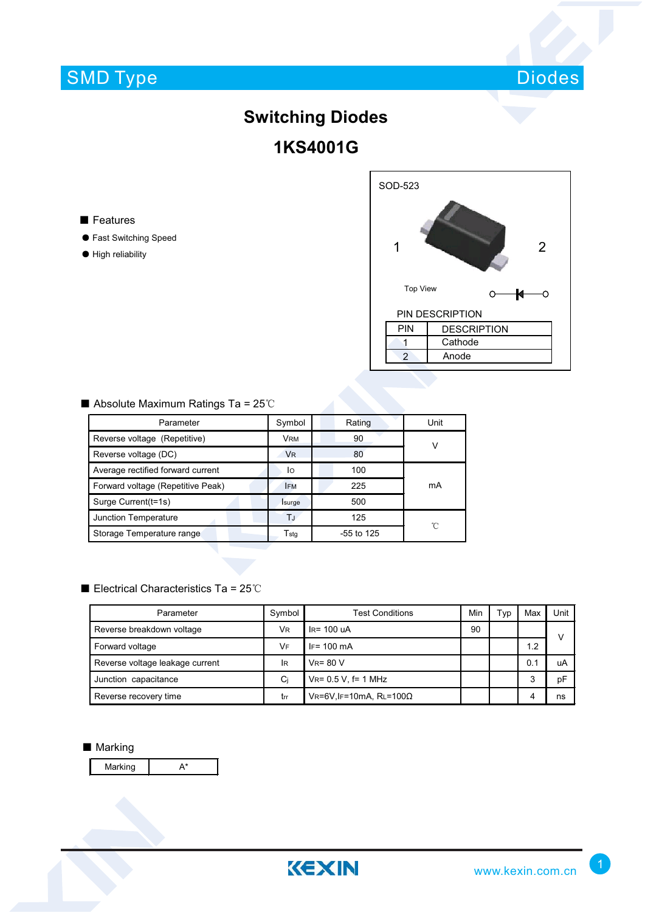SMD Type Diodes

# Switching Diodes

# 1KS4001G

SOD-523

1 2

Top View

PIN DESCRIPTION

| PIN | DESCRIPTION |
|---|---|
| 1 | Cathode |
| 2 | Anode |

## ■ Features

- Fast Switching Speed
- High reliability

## ■ Absolute Maximum Ratings Ta = 25℃

| Parameter | Symbol | Rating | Unit |
|---|---|---|---|
| Reverse voltage (Repetitive) | $V_{RM}$ | 90 | V |
| Reverse voltage (DC) | $V_R$ | 80 | V |
| Average rectified forward current | $I_O$ | 100 | mA |
| Forward voltage (Repetitive Peak) | $I_{FM}$ | 225 | mA |
| Surge Current(t=1s) | $I_{surge}$ | 500 | mA |
| Junction Temperature | $T_J$ | 125 | ℃ |
| Storage Temperature range | $T_{stg}$ | -55 to 125 | ℃ |

## ■ Electrical Characteristics Ta = 25℃

| Parameter | Symbol | Test Conditions | Min | Typ | Max | Unit |
|---|---|---|---|---|---|---|
| Reverse breakdown voltage | $V_R$ | $I_R$= 100 uA | 90 | | | V |
| Forward voltage | $V_F$ | $I_F$= 100 mA | | | 1.2 | V |
| Reverse voltage leakage current | $I_R$ | $V_R$= 80 V | | | 0.1 | uA |
| Junction capacitance | $C_j$ | $V_R$= 0.5 V, f= 1 MHz | | | 3 | pF |
| Reverse recovery time | $t_{rr}$ | $V_R$=6V,$I_F$=10mA, $R_L$=100Ω | | | 4 | ns |

## ■ Marking

| Marking | A* |
|---|---|

KEXIN www.kexin.com.cn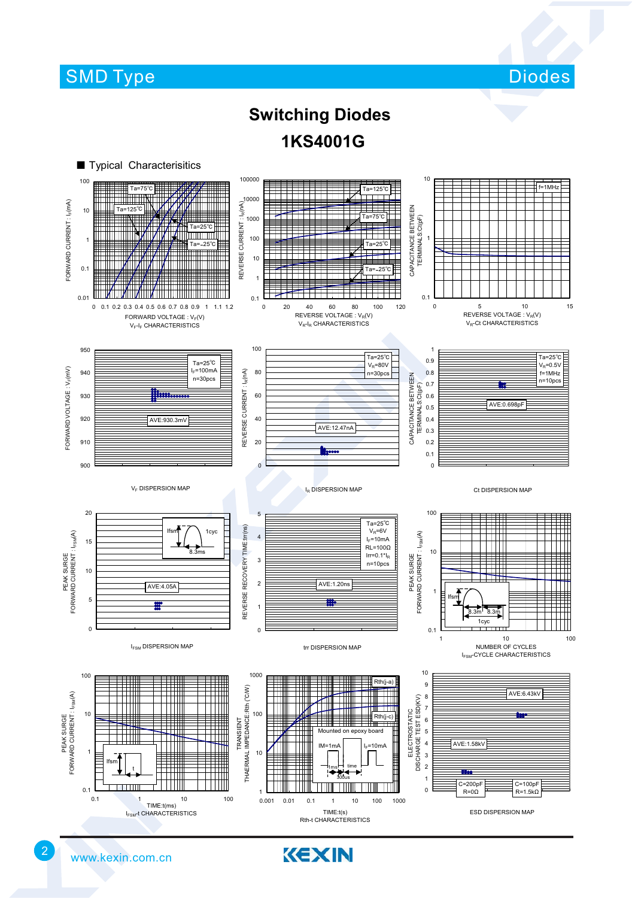# Switching Diodes

## 1KS4001G

■ Typical Characterisitics

$V_F$-$I_F$ CHARACTERISTICS

$V_R$-$I_R$ CHARACTERISTICS

$V_R$-Ct CHARACTERISTICS

$V_F$ DISPERSION MAP

$I_R$ DISPERSION MAP

Ct DISPERSION MAP

$I_{FSM}$ DISPERSION MAP

trr DISPERSION MAP

$I_{FSM}$-CYCLE CHARACTERISTICS

$I_{FSM}$-t CHARACTERISTICS

Rth-t CHARACTERISTICS

ESD DISPERSION MAP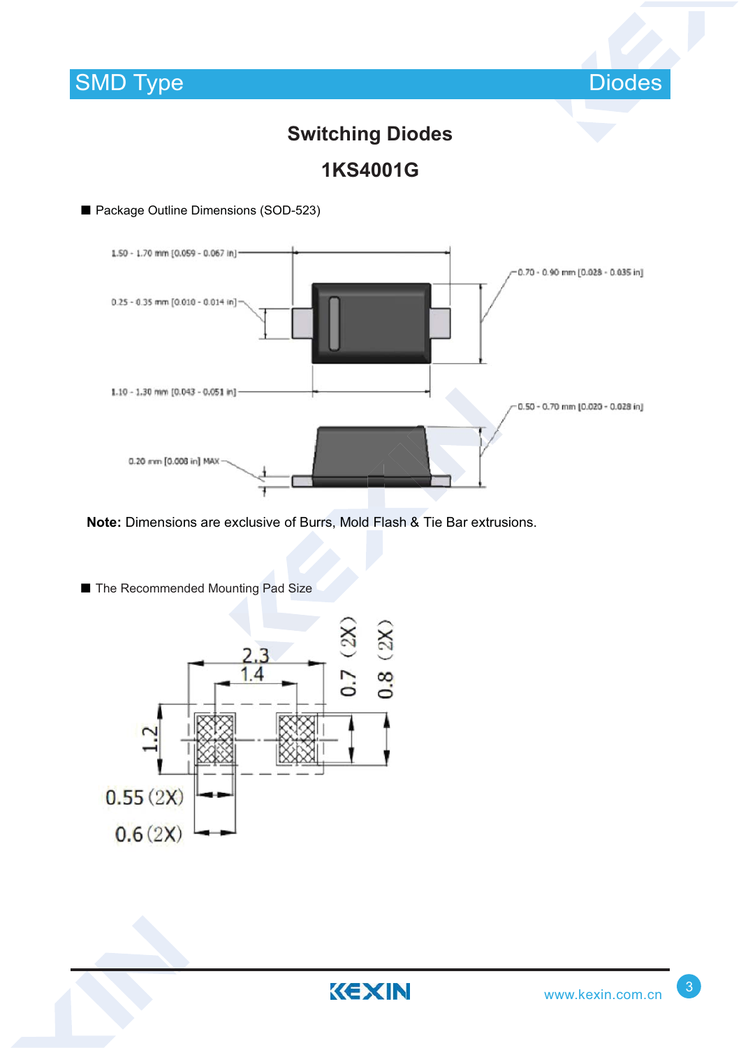## Switching Diodes

## 1KS4001G

■ Package Outline Dimensions (SOD-523)

1.50 - 1.70 mm [0.059 - 0.067 in]

0.25 - 0.35 mm [0.010 - 0.014 in]

1.10 - 1.30 mm [0.043 - 0.051 in]

0.70 - 0.90 mm [0.028 - 0.035 in]

0.50 - 0.70 mm [0.020 - 0.028 in]

0.20 mm [0.008 in] MAX

**Note:** Dimensions are exclusive of Burrs, Mold Flash & Tie Bar extrusions.

■ The Recommended Mounting Pad Size

2.3

1.4

0.7 (2X)

0.8 (2X)

1.2

0.55 (2X)

0.6 (2X)